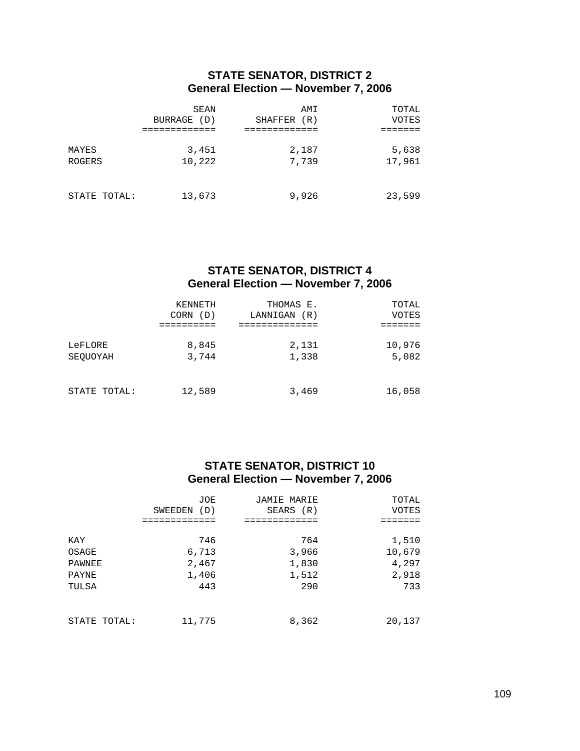## STATE SENATOR, DISTRICT 2
### General Election — November 7, 2006

| | SEAN BURRAGE (D) | AMI SHAFFER (R) | TOTAL VOTES |
|---|---|---|---|
| MAYES | 3,451 | 2,187 | 5,638 |
| ROGERS | 10,222 | 7,739 | 17,961 |
| STATE TOTAL: | 13,673 | 9,926 | 23,599 |

## STATE SENATOR, DISTRICT 4
### General Election — November 7, 2006

| | KENNETH CORN (D) | THOMAS E. LANNIGAN (R) | TOTAL VOTES |
|---|---|---|---|
| LeFLORE | 8,845 | 2,131 | 10,976 |
| SEQUOYAH | 3,744 | 1,338 | 5,082 |
| STATE TOTAL: | 12,589 | 3,469 | 16,058 |

## STATE SENATOR, DISTRICT 10
### General Election — November 7, 2006

| | JOE SWEEDEN (D) | JAMIE MARIE SEARS (R) | TOTAL VOTES |
|---|---|---|---|
| KAY | 746 | 764 | 1,510 |
| OSAGE | 6,713 | 3,966 | 10,679 |
| PAWNEE | 2,467 | 1,830 | 4,297 |
| PAYNE | 1,406 | 1,512 | 2,918 |
| TULSA | 443 | 290 | 733 |
| STATE TOTAL: | 11,775 | 8,362 | 20,137 |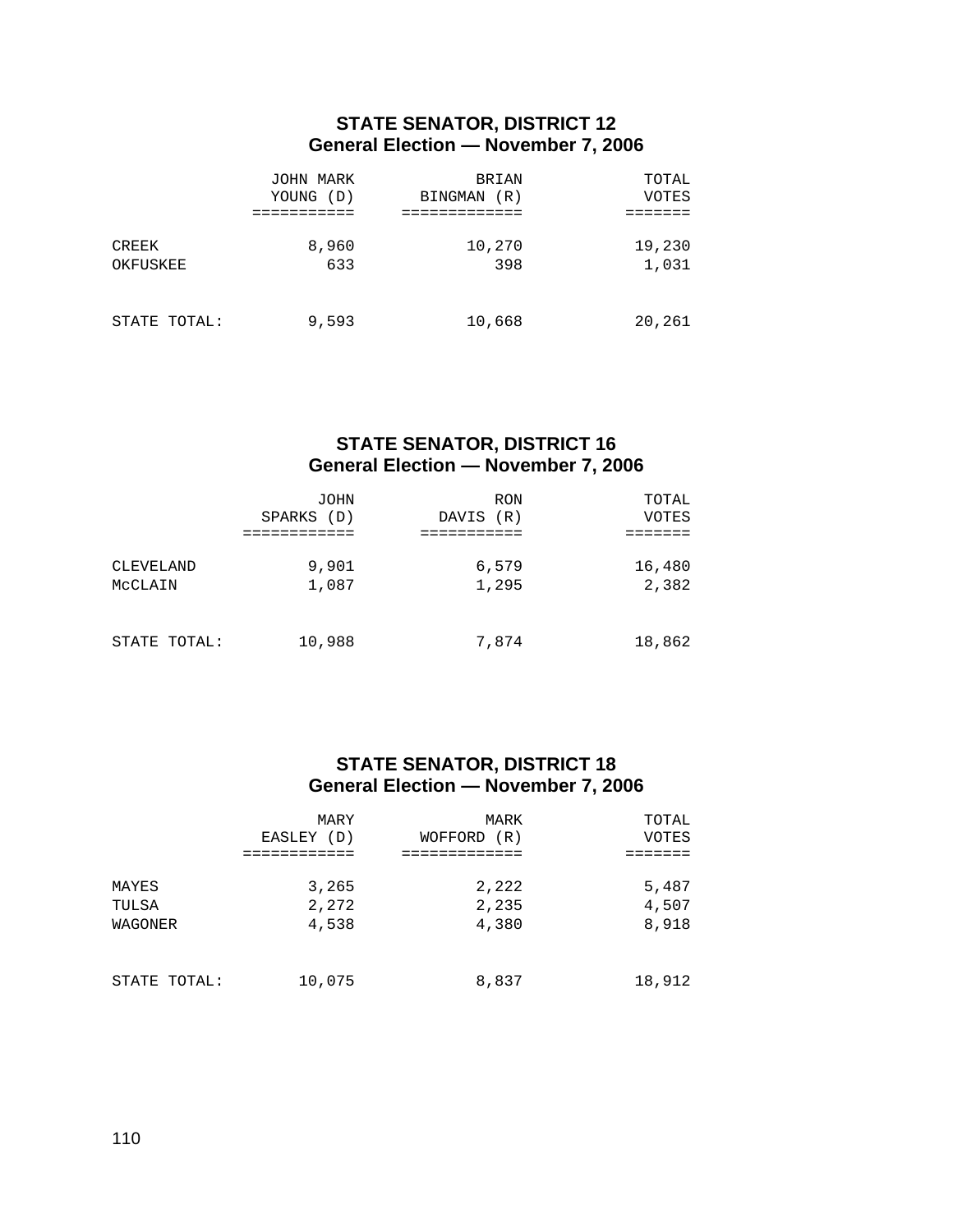## STATE SENATOR, DISTRICT 12
### General Election — November 7, 2006

| | JOHN MARK YOUNG (D) | BRIAN BINGMAN (R) | TOTAL VOTES |
|---|---|---|---|
| CREEK | 8,960 | 10,270 | 19,230 |
| OKFUSKEE | 633 | 398 | 1,031 |
| STATE TOTAL: | 9,593 | 10,668 | 20,261 |

## STATE SENATOR, DISTRICT 16
### General Election — November 7, 2006

| | JOHN SPARKS (D) | RON DAVIS (R) | TOTAL VOTES |
|---|---|---|---|
| CLEVELAND | 9,901 | 6,579 | 16,480 |
| McCLAIN | 1,087 | 1,295 | 2,382 |
| STATE TOTAL: | 10,988 | 7,874 | 18,862 |

## STATE SENATOR, DISTRICT 18
### General Election — November 7, 2006

| | MARY EASLEY (D) | MARK WOFFORD (R) | TOTAL VOTES |
|---|---|---|---|
| MAYES | 3,265 | 2,222 | 5,487 |
| TULSA | 2,272 | 2,235 | 4,507 |
| WAGONER | 4,538 | 4,380 | 8,918 |
| STATE TOTAL: | 10,075 | 8,837 | 18,912 |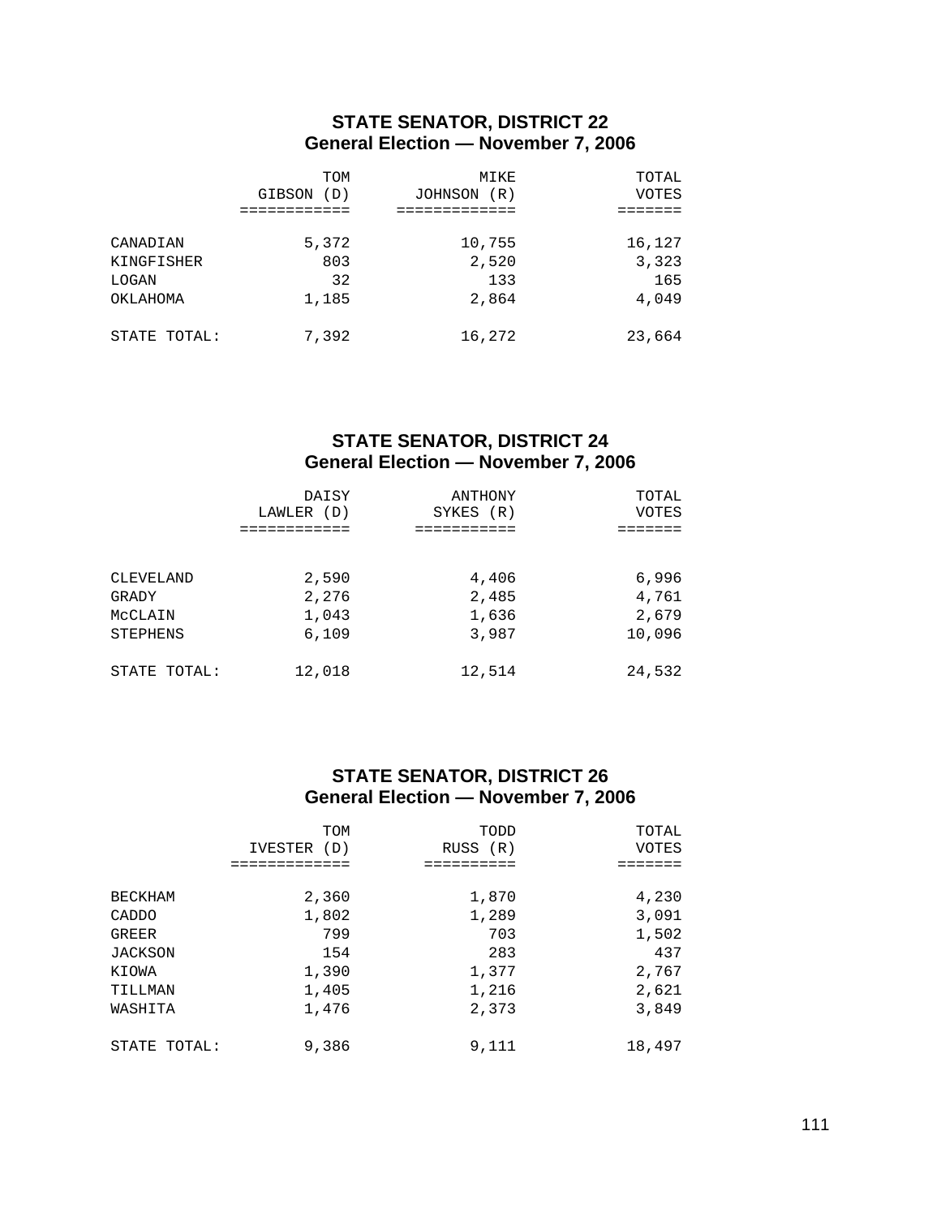## STATE SENATOR, DISTRICT 22
### General Election — November 7, 2006

| | TOM GIBSON (D) | MIKE JOHNSON (R) | TOTAL VOTES |
|---|---|---|---|
| CANADIAN | 5,372 | 10,755 | 16,127 |
| KINGFISHER | 803 | 2,520 | 3,323 |
| LOGAN | 32 | 133 | 165 |
| OKLAHOMA | 1,185 | 2,864 | 4,049 |
| STATE TOTAL: | 7,392 | 16,272 | 23,664 |

## STATE SENATOR, DISTRICT 24
### General Election — November 7, 2006

| | DAISY LAWLER (D) | ANTHONY SYKES (R) | TOTAL VOTES |
|---|---|---|---|
| CLEVELAND | 2,590 | 4,406 | 6,996 |
| GRADY | 2,276 | 2,485 | 4,761 |
| McCLAIN | 1,043 | 1,636 | 2,679 |
| STEPHENS | 6,109 | 3,987 | 10,096 |
| STATE TOTAL: | 12,018 | 12,514 | 24,532 |

## STATE SENATOR, DISTRICT 26
### General Election — November 7, 2006

| | TOM IVESTER (D) | TODD RUSS (R) | TOTAL VOTES |
|---|---|---|---|
| BECKHAM | 2,360 | 1,870 | 4,230 |
| CADDO | 1,802 | 1,289 | 3,091 |
| GREER | 799 | 703 | 1,502 |
| JACKSON | 154 | 283 | 437 |
| KIOWA | 1,390 | 1,377 | 2,767 |
| TILLMAN | 1,405 | 1,216 | 2,621 |
| WASHITA | 1,476 | 2,373 | 3,849 |
| STATE TOTAL: | 9,386 | 9,111 | 18,497 |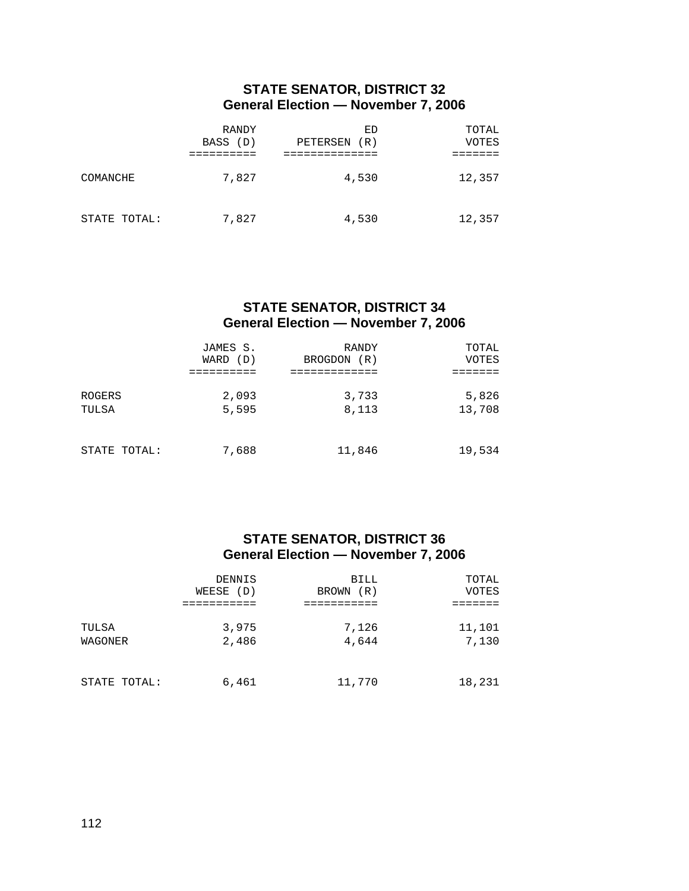## STATE SENATOR, DISTRICT 32
### General Election — November 7, 2006

| | RANDY BASS (D) | ED PETERSEN (R) | TOTAL VOTES |
|---|---|---|---|
| COMANCHE | 7,827 | 4,530 | 12,357 |
| STATE TOTAL: | 7,827 | 4,530 | 12,357 |

## STATE SENATOR, DISTRICT 34
### General Election — November 7, 2006

| | JAMES S. WARD (D) | RANDY BROGDON (R) | TOTAL VOTES |
|---|---|---|---|
| ROGERS | 2,093 | 3,733 | 5,826 |
| TULSA | 5,595 | 8,113 | 13,708 |
| STATE TOTAL: | 7,688 | 11,846 | 19,534 |

## STATE SENATOR, DISTRICT 36
### General Election — November 7, 2006

| | DENNIS WEESE (D) | BILL BROWN (R) | TOTAL VOTES |
|---|---|---|---|
| TULSA | 3,975 | 7,126 | 11,101 |
| WAGONER | 2,486 | 4,644 | 7,130 |
| STATE TOTAL: | 6,461 | 11,770 | 18,231 |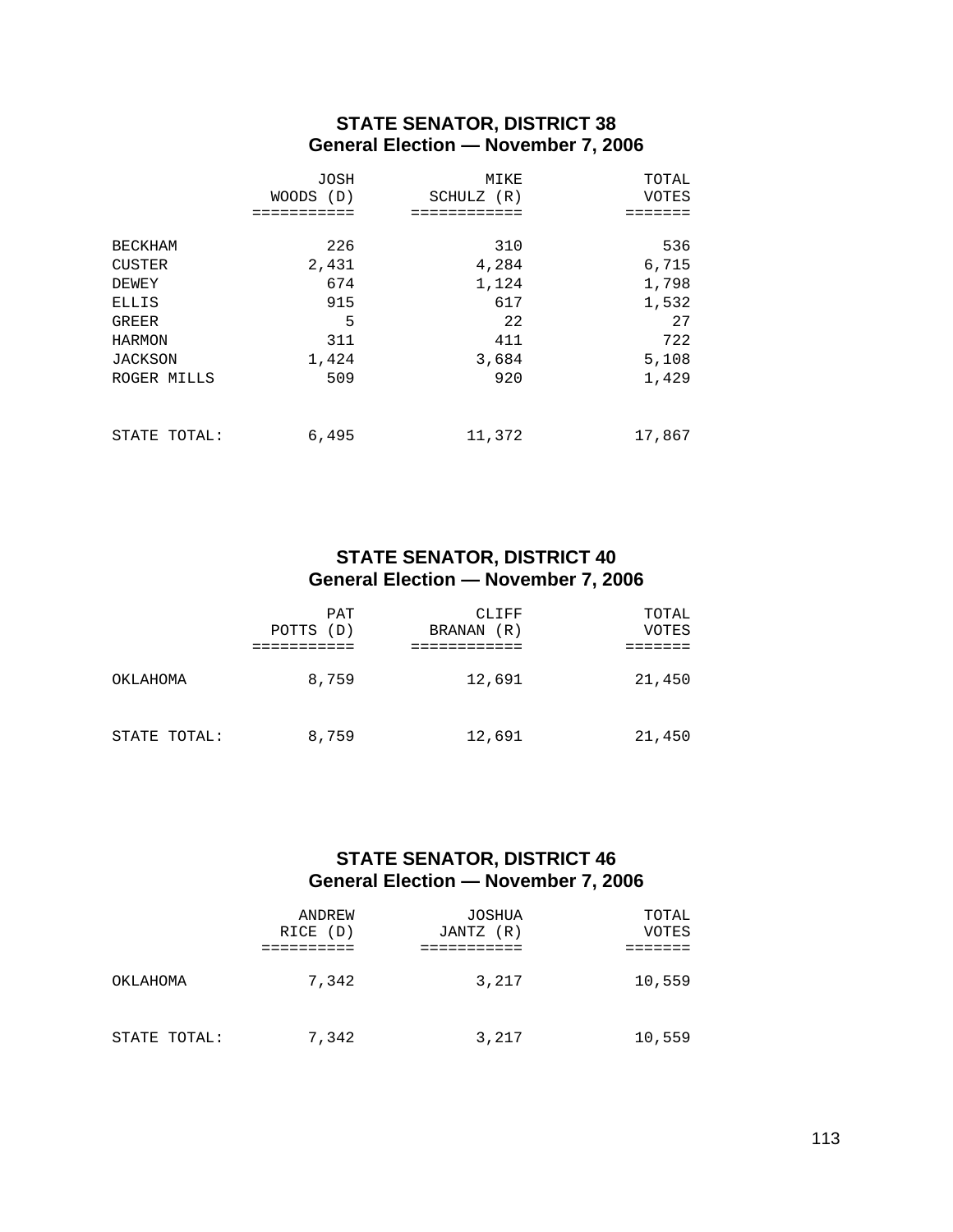## STATE SENATOR, DISTRICT 38
## General Election — November 7, 2006

| | JOSH WOODS (D) | MIKE SCHULZ (R) | TOTAL VOTES |
|---|---|---|---|
| BECKHAM | 226 | 310 | 536 |
| CUSTER | 2,431 | 4,284 | 6,715 |
| DEWEY | 674 | 1,124 | 1,798 |
| ELLIS | 915 | 617 | 1,532 |
| GREER | 5 | 22 | 27 |
| HARMON | 311 | 411 | 722 |
| JACKSON | 1,424 | 3,684 | 5,108 |
| ROGER MILLS | 509 | 920 | 1,429 |
| STATE TOTAL: | 6,495 | 11,372 | 17,867 |

## STATE SENATOR, DISTRICT 40
## General Election — November 7, 2006

| | PAT POTTS (D) | CLIFF BRANAN (R) | TOTAL VOTES |
|---|---|---|---|
| OKLAHOMA | 8,759 | 12,691 | 21,450 |
| STATE TOTAL: | 8,759 | 12,691 | 21,450 |

## STATE SENATOR, DISTRICT 46
## General Election — November 7, 2006

| | ANDREW RICE (D) | JOSHUA JANTZ (R) | TOTAL VOTES |
|---|---|---|---|
| OKLAHOMA | 7,342 | 3,217 | 10,559 |
| STATE TOTAL: | 7,342 | 3,217 | 10,559 |